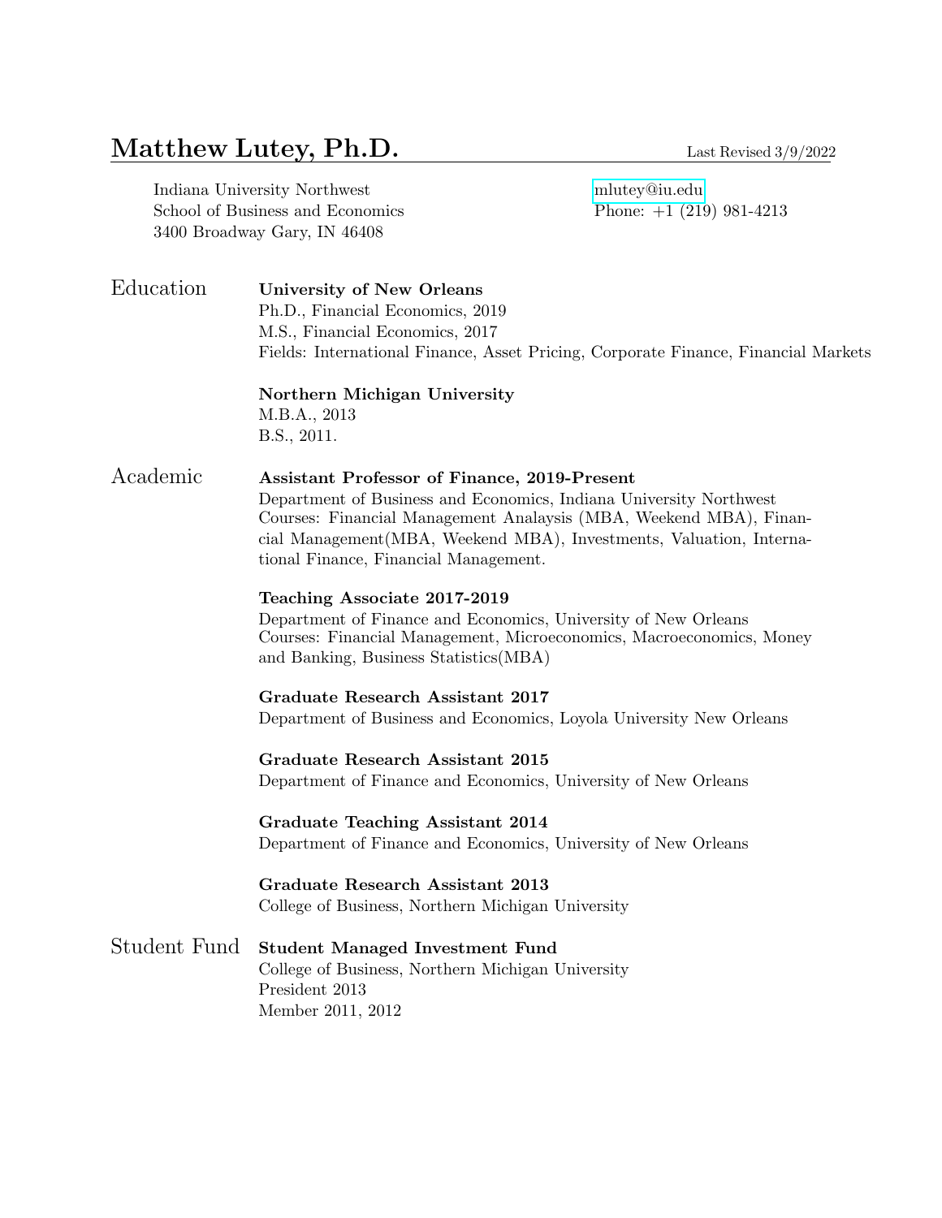# Matthew Lutey, Ph.D.

Last Revised 3/9/2022

Indiana University Northwest
School of Business and Economics
3400 Broadway Gary, IN 46408

mlutey@iu.edu
Phone: +1 (219) 981-4213

## Education

**University of New Orleans**
Ph.D., Financial Economics, 2019
M.S., Financial Economics, 2017
Fields: International Finance, Asset Pricing, Corporate Finance, Financial Markets

**Northern Michigan University**
M.B.A., 2013
B.S., 2011.

## Academic

**Assistant Professor of Finance, 2019-Present**
Department of Business and Economics, Indiana University Northwest
Courses: Financial Management Analaysis (MBA, Weekend MBA), Financial Management(MBA, Weekend MBA), Investments, Valuation, International Finance, Financial Management.

**Teaching Associate 2017-2019**
Department of Finance and Economics, University of New Orleans
Courses: Financial Management, Microeconomics, Macroeconomics, Money and Banking, Business Statistics(MBA)

**Graduate Research Assistant 2017**
Department of Business and Economics, Loyola University New Orleans

**Graduate Research Assistant 2015**
Department of Finance and Economics, University of New Orleans

**Graduate Teaching Assistant 2014**
Department of Finance and Economics, University of New Orleans

**Graduate Research Assistant 2013**
College of Business, Northern Michigan University

## Student Fund

**Student Managed Investment Fund**
College of Business, Northern Michigan University
President 2013
Member 2011, 2012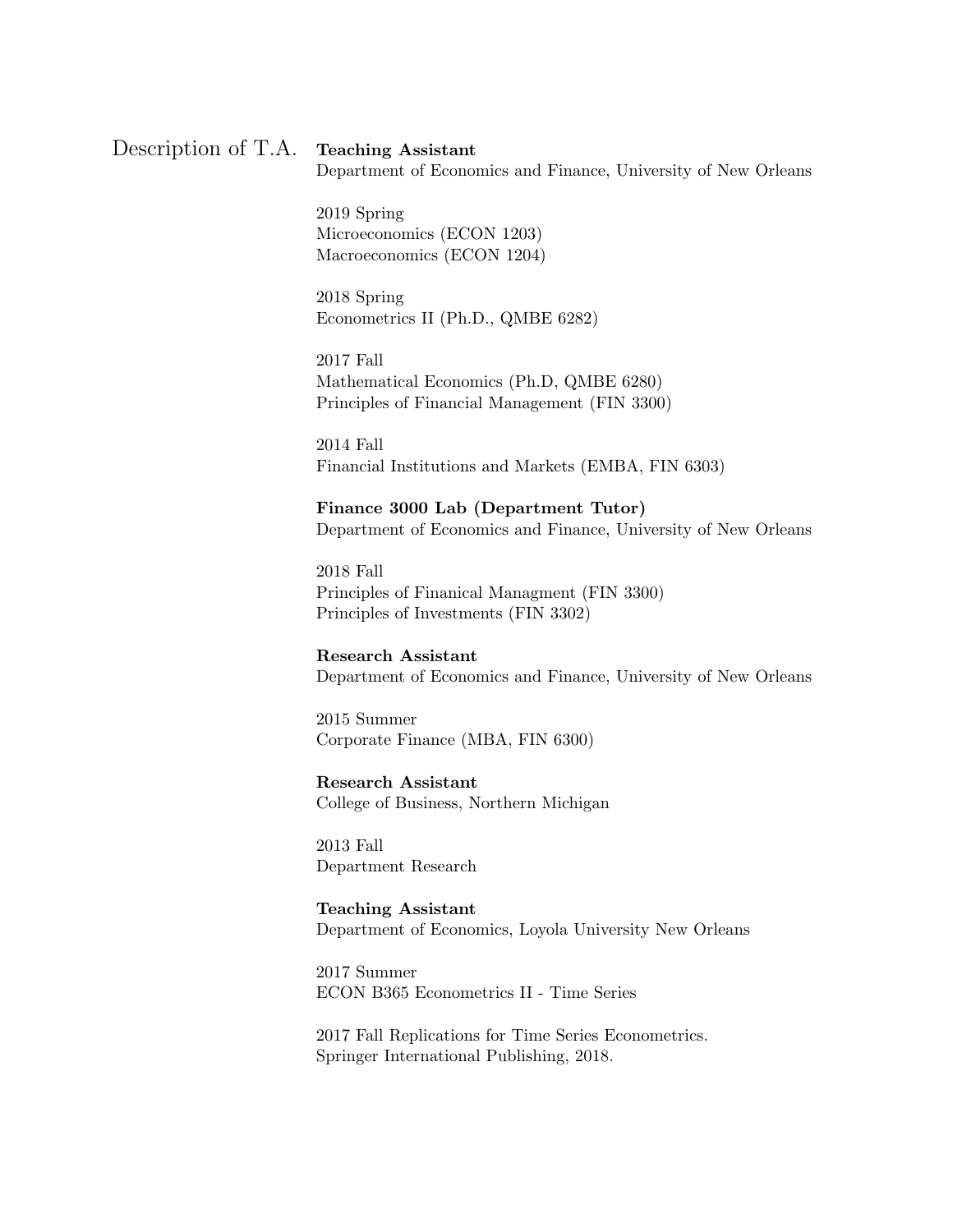## Description of T.A.

**Teaching Assistant**
Department of Economics and Finance, University of New Orleans

2019 Spring
Microeconomics (ECON 1203)
Macroeconomics (ECON 1204)

2018 Spring
Econometrics II (Ph.D., QMBE 6282)

2017 Fall
Mathematical Economics (Ph.D, QMBE 6280)
Principles of Financial Management (FIN 3300)

2014 Fall
Financial Institutions and Markets (EMBA, FIN 6303)

**Finance 3000 Lab (Department Tutor)**
Department of Economics and Finance, University of New Orleans

2018 Fall
Principles of Finanical Managment (FIN 3300)
Principles of Investments (FIN 3302)

**Research Assistant**
Department of Economics and Finance, University of New Orleans

2015 Summer
Corporate Finance (MBA, FIN 6300)

**Research Assistant**
College of Business, Northern Michigan

2013 Fall
Department Research

**Teaching Assistant**
Department of Economics, Loyola University New Orleans

2017 Summer
ECON B365 Econometrics II - Time Series

2017 Fall Replications for Time Series Econometrics.
Springer International Publishing, 2018.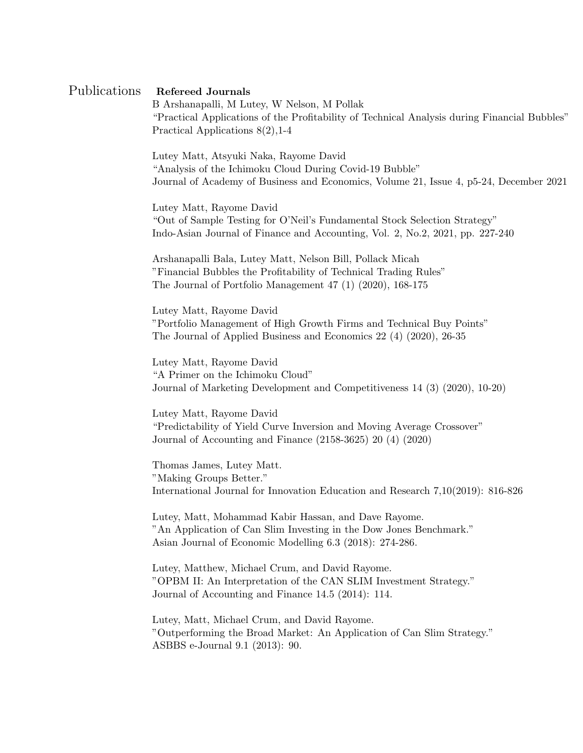## Publications

### Refereed Journals

B Arshanapalli, M Lutey, W Nelson, M Pollak
"Practical Applications of the Profitability of Technical Analysis during Financial Bubbles"
Practical Applications 8(2),1-4

Lutey Matt, Atsyuki Naka, Rayome David
"Analysis of the Ichimoku Cloud During Covid-19 Bubble"
Journal of Academy of Business and Economics, Volume 21, Issue 4, p5-24, December 2021

Lutey Matt, Rayome David
"Out of Sample Testing for O'Neil's Fundamental Stock Selection Strategy"
Indo-Asian Journal of Finance and Accounting, Vol. 2, No.2, 2021, pp. 227-240

Arshanapalli Bala, Lutey Matt, Nelson Bill, Pollack Micah
"Financial Bubbles the Profitability of Technical Trading Rules"
The Journal of Portfolio Management 47 (1) (2020), 168-175

Lutey Matt, Rayome David
"Portfolio Management of High Growth Firms and Technical Buy Points"
The Journal of Applied Business and Economics 22 (4) (2020), 26-35

Lutey Matt, Rayome David
"A Primer on the Ichimoku Cloud"
Journal of Marketing Development and Competitiveness 14 (3) (2020), 10-20)

Lutey Matt, Rayome David
"Predictability of Yield Curve Inversion and Moving Average Crossover"
Journal of Accounting and Finance (2158-3625) 20 (4) (2020)

Thomas James, Lutey Matt.
"Making Groups Better."
International Journal for Innovation Education and Research 7,10(2019): 816-826

Lutey, Matt, Mohammad Kabir Hassan, and Dave Rayome.
"An Application of Can Slim Investing in the Dow Jones Benchmark."
Asian Journal of Economic Modelling 6.3 (2018): 274-286.

Lutey, Matthew, Michael Crum, and David Rayome.
"OPBM II: An Interpretation of the CAN SLIM Investment Strategy."
Journal of Accounting and Finance 14.5 (2014): 114.

Lutey, Matt, Michael Crum, and David Rayome.
"Outperforming the Broad Market: An Application of Can Slim Strategy."
ASBBS e-Journal 9.1 (2013): 90.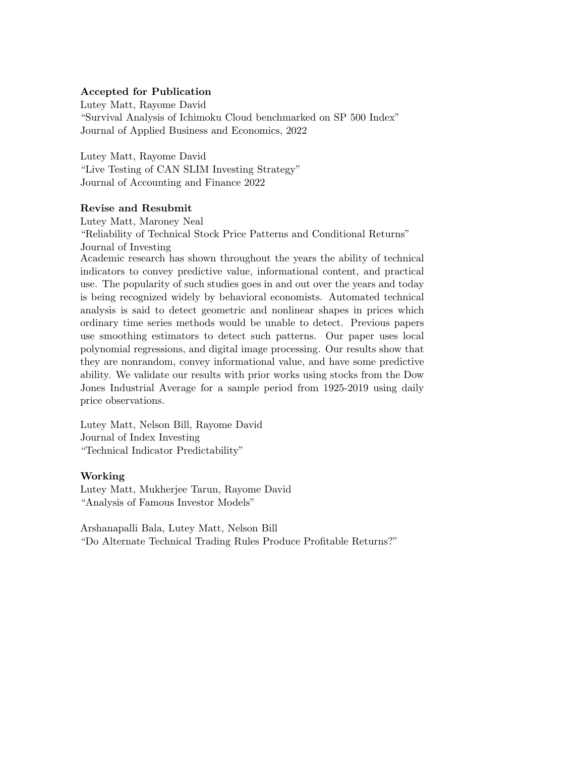**Accepted for Publication**

Lutey Matt, Rayome David
"Survival Analysis of Ichimoku Cloud benchmarked on SP 500 Index"
Journal of Applied Business and Economics, 2022

Lutey Matt, Rayome David
"Live Testing of CAN SLIM Investing Strategy"
Journal of Accounting and Finance 2022

**Revise and Resubmit**

Lutey Matt, Maroney Neal
"Reliability of Technical Stock Price Patterns and Conditional Returns"
Journal of Investing
Academic research has shown throughout the years the ability of technical indicators to convey predictive value, informational content, and practical use. The popularity of such studies goes in and out over the years and today is being recognized widely by behavioral economists. Automated technical analysis is said to detect geometric and nonlinear shapes in prices which ordinary time series methods would be unable to detect. Previous papers use smoothing estimators to detect such patterns. Our paper uses local polynomial regressions, and digital image processing. Our results show that they are nonrandom, convey informational value, and have some predictive ability. We validate our results with prior works using stocks from the Dow Jones Industrial Average for a sample period from 1925-2019 using daily price observations.

Lutey Matt, Nelson Bill, Rayome David
Journal of Index Investing
"Technical Indicator Predictability"

**Working**

Lutey Matt, Mukherjee Tarun, Rayome David
"Analysis of Famous Investor Models"

Arshanapalli Bala, Lutey Matt, Nelson Bill
"Do Alternate Technical Trading Rules Produce Profitable Returns?"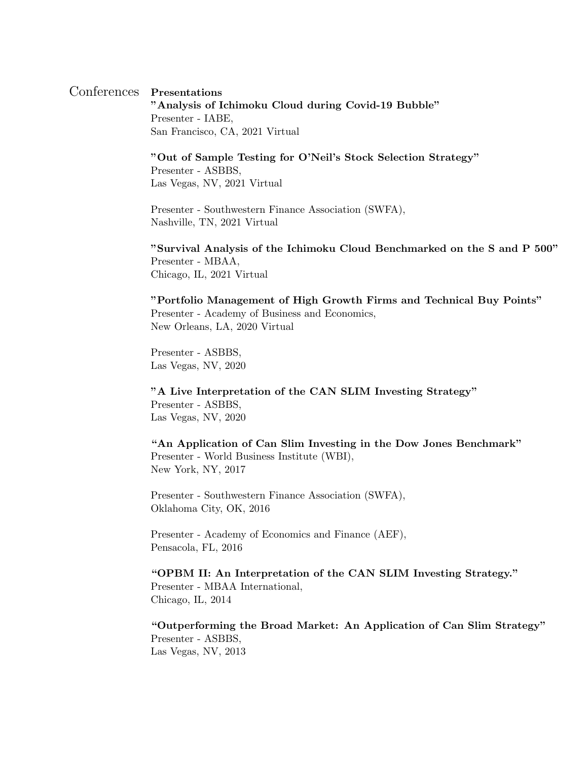## Conferences

### Presentations

**"Analysis of Ichimoku Cloud during Covid-19 Bubble"**
Presenter - IABE,
San Francisco, CA, 2021 Virtual

**"Out of Sample Testing for O'Neil's Stock Selection Strategy"**
Presenter - ASBBS,
Las Vegas, NV, 2021 Virtual

Presenter - Southwestern Finance Association (SWFA),
Nashville, TN, 2021 Virtual

**"Survival Analysis of the Ichimoku Cloud Benchmarked on the S and P 500"**
Presenter - MBAA,
Chicago, IL, 2021 Virtual

**"Portfolio Management of High Growth Firms and Technical Buy Points"**
Presenter - Academy of Business and Economics,
New Orleans, LA, 2020 Virtual

Presenter - ASBBS,
Las Vegas, NV, 2020

**"A Live Interpretation of the CAN SLIM Investing Strategy"**
Presenter - ASBBS,
Las Vegas, NV, 2020

**"An Application of Can Slim Investing in the Dow Jones Benchmark"**
Presenter - World Business Institute (WBI),
New York, NY, 2017

Presenter - Southwestern Finance Association (SWFA),
Oklahoma City, OK, 2016

Presenter - Academy of Economics and Finance (AEF),
Pensacola, FL, 2016

**"OPBM II: An Interpretation of the CAN SLIM Investing Strategy."**
Presenter - MBAA International,
Chicago, IL, 2014

**"Outperforming the Broad Market: An Application of Can Slim Strategy"**
Presenter - ASBBS,
Las Vegas, NV, 2013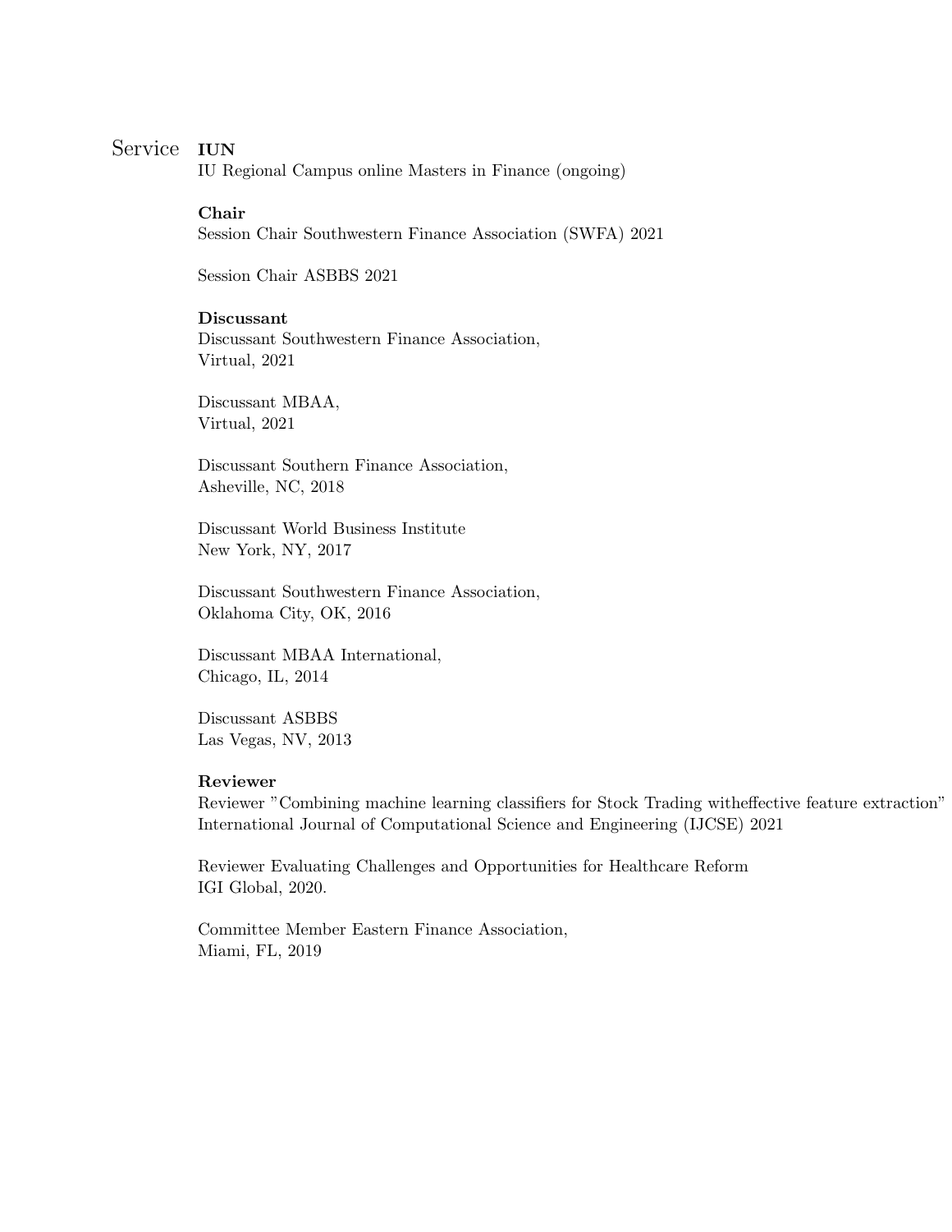## Service

**IUN**

IU Regional Campus online Masters in Finance (ongoing)

**Chair**

Session Chair Southwestern Finance Association (SWFA) 2021

Session Chair ASBBS 2021

**Discussant**

Discussant Southwestern Finance Association,
Virtual, 2021

Discussant MBAA,
Virtual, 2021

Discussant Southern Finance Association,
Asheville, NC, 2018

Discussant World Business Institute
New York, NY, 2017

Discussant Southwestern Finance Association,
Oklahoma City, OK, 2016

Discussant MBAA International,
Chicago, IL, 2014

Discussant ASBBS
Las Vegas, NV, 2013

**Reviewer**

Reviewer "Combining machine learning classifiers for Stock Trading witheffective feature extraction"
International Journal of Computational Science and Engineering (IJCSE) 2021

Reviewer Evaluating Challenges and Opportunities for Healthcare Reform
IGI Global, 2020.

Committee Member Eastern Finance Association,
Miami, FL, 2019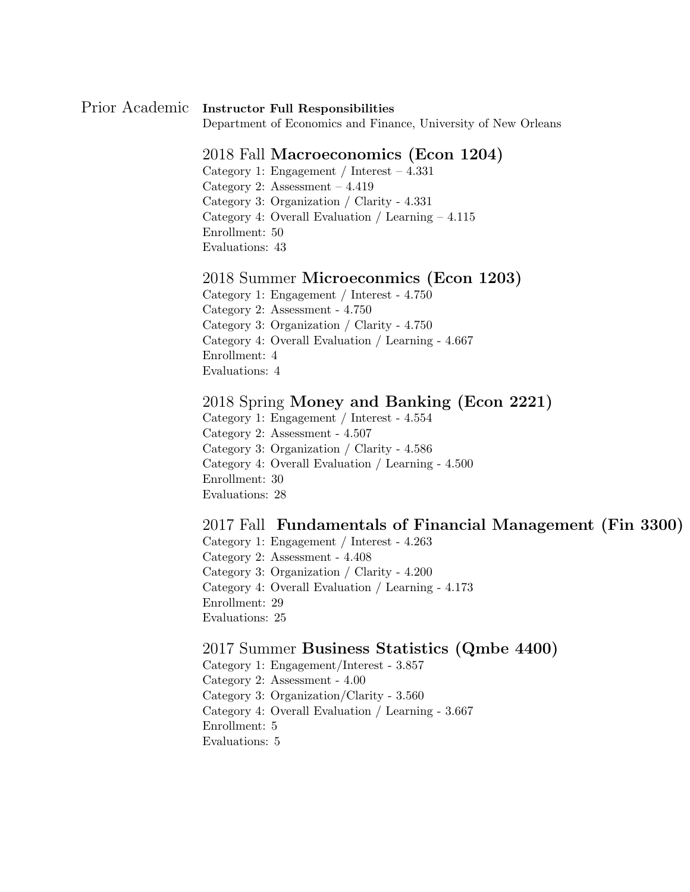Prior Academic **Instructor Full Responsibilities**

Department of Economics and Finance, University of New Orleans

### 2018 Fall **Macroeconomics (Econ 1204)**

Category 1: Engagement / Interest – 4.331
Category 2: Assessment – 4.419
Category 3: Organization / Clarity - 4.331
Category 4: Overall Evaluation / Learning – 4.115
Enrollment: 50
Evaluations: 43

### 2018 Summer **Microeconmics (Econ 1203)**

Category 1: Engagement / Interest - 4.750
Category 2: Assessment - 4.750
Category 3: Organization / Clarity - 4.750
Category 4: Overall Evaluation / Learning - 4.667
Enrollment: 4
Evaluations: 4

### 2018 Spring **Money and Banking (Econ 2221)**

Category 1: Engagement / Interest - 4.554
Category 2: Assessment - 4.507
Category 3: Organization / Clarity - 4.586
Category 4: Overall Evaluation / Learning - 4.500
Enrollment: 30
Evaluations: 28

### 2017 Fall **Fundamentals of Financial Management (Fin 3300)**

Category 1: Engagement / Interest - 4.263
Category 2: Assessment - 4.408
Category 3: Organization / Clarity - 4.200
Category 4: Overall Evaluation / Learning - 4.173
Enrollment: 29
Evaluations: 25

### 2017 Summer **Business Statistics (Qmbe 4400)**

Category 1: Engagement/Interest - 3.857
Category 2: Assessment - 4.00
Category 3: Organization/Clarity - 3.560
Category 4: Overall Evaluation / Learning - 3.667
Enrollment: 5
Evaluations: 5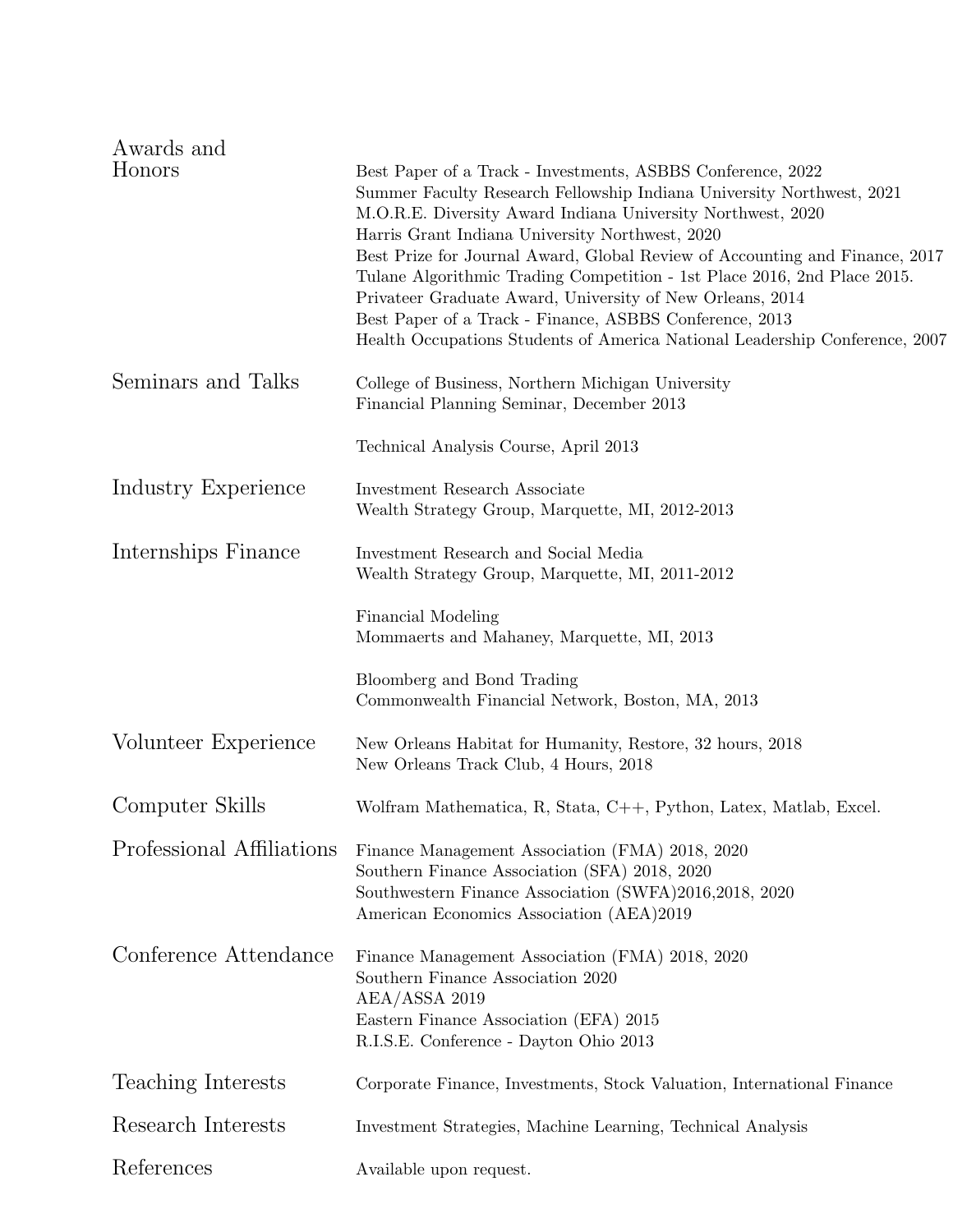## Awards and Honors

Best Paper of a Track - Investments, ASBBS Conference, 2022
Summer Faculty Research Fellowship Indiana University Northwest, 2021
M.O.R.E. Diversity Award Indiana University Northwest, 2020
Harris Grant Indiana University Northwest, 2020
Best Prize for Journal Award, Global Review of Accounting and Finance, 2017
Tulane Algorithmic Trading Competition - 1st Place 2016, 2nd Place 2015.
Privateer Graduate Award, University of New Orleans, 2014
Best Paper of a Track - Finance, ASBBS Conference, 2013
Health Occupations Students of America National Leadership Conference, 2007

## Seminars and Talks

College of Business, Northern Michigan University
Financial Planning Seminar, December 2013

Technical Analysis Course, April 2013

## Industry Experience

Investment Research Associate
Wealth Strategy Group, Marquette, MI, 2012-2013

## Internships Finance

Investment Research and Social Media
Wealth Strategy Group, Marquette, MI, 2011-2012

Financial Modeling
Mommaerts and Mahaney, Marquette, MI, 2013

Bloomberg and Bond Trading
Commonwealth Financial Network, Boston, MA, 2013

## Volunteer Experience

New Orleans Habitat for Humanity, Restore, 32 hours, 2018
New Orleans Track Club, 4 Hours, 2018

## Computer Skills

Wolfram Mathematica, R, Stata, C++, Python, Latex, Matlab, Excel.

## Professional Affiliations

Finance Management Association (FMA) 2018, 2020
Southern Finance Association (SFA) 2018, 2020
Southwestern Finance Association (SWFA)2016,2018, 2020
American Economics Association (AEA)2019

## Conference Attendance

Finance Management Association (FMA) 2018, 2020
Southern Finance Association 2020
AEA/ASSA 2019
Eastern Finance Association (EFA) 2015
R.I.S.E. Conference - Dayton Ohio 2013

## Teaching Interests

Corporate Finance, Investments, Stock Valuation, International Finance

## Research Interests

Investment Strategies, Machine Learning, Technical Analysis

## References

Available upon request.